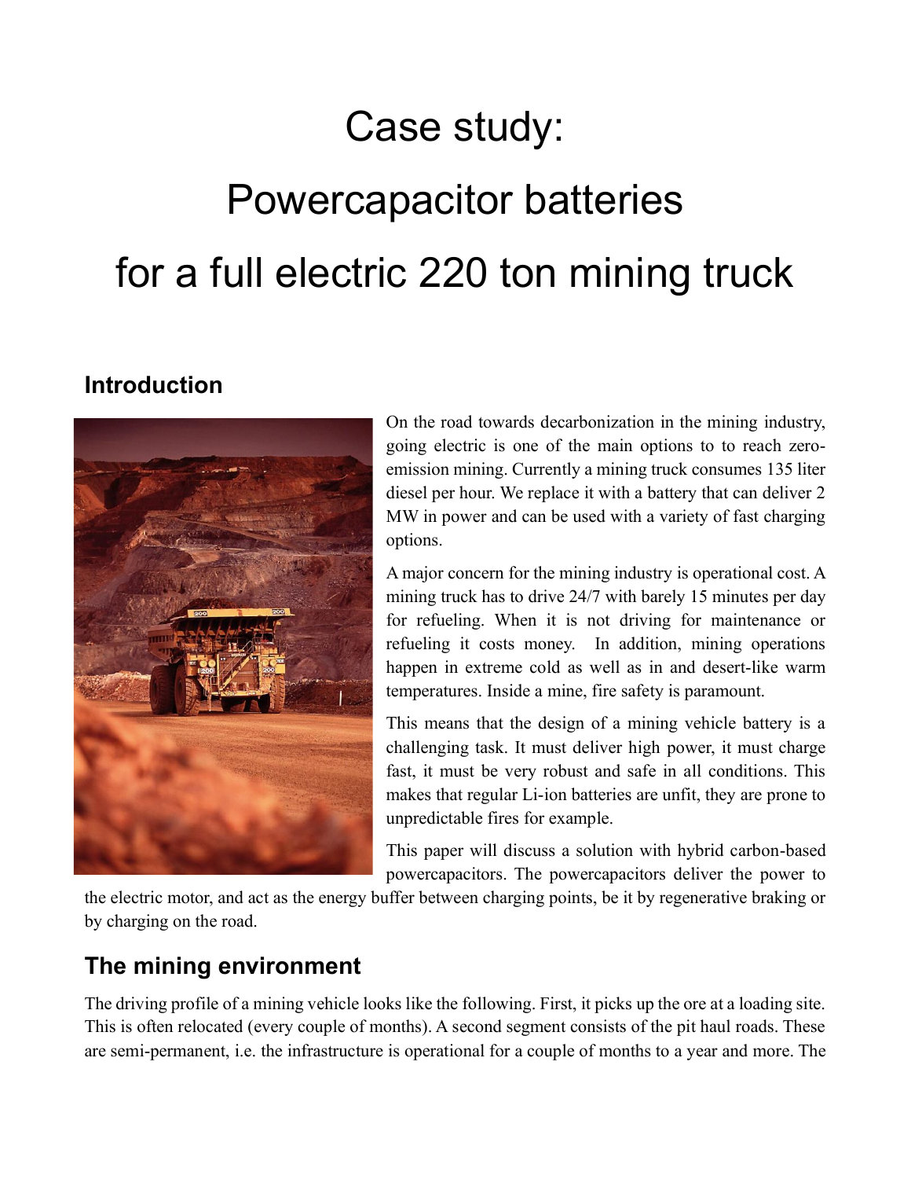# Case study:

# Powercapacitor batteries

# for a full electric 220 ton mining truck

## Introduction

On the road towards decarbonization in the mining industry, going electric is one of the main options to to reach zero-emission mining. Currently a mining truck consumes 135 liter diesel per hour. We replace it with a battery that can deliver 2 MW in power and can be used with a variety of fast charging options.

A major concern for the mining industry is operational cost. A mining truck has to drive 24/7 with barely 15 minutes per day for refueling. When it is not driving for maintenance or refueling it costs money. In addition, mining operations happen in extreme cold as well as in and desert-like warm temperatures. Inside a mine, fire safety is paramount.

This means that the design of a mining vehicle battery is a challenging task. It must deliver high power, it must charge fast, it must be very robust and safe in all conditions. This makes that regular Li-ion batteries are unfit, they are prone to unpredictable fires for example.

This paper will discuss a solution with hybrid carbon-based powercapacitors. The powercapacitors deliver the power to the electric motor, and act as the energy buffer between charging points, be it by regenerative braking or by charging on the road.

## The mining environment

The driving profile of a mining vehicle looks like the following. First, it picks up the ore at a loading site. This is often relocated (every couple of months). A second segment consists of the pit haul roads. These are semi-permanent, i.e. the infrastructure is operational for a couple of months to a year and more. The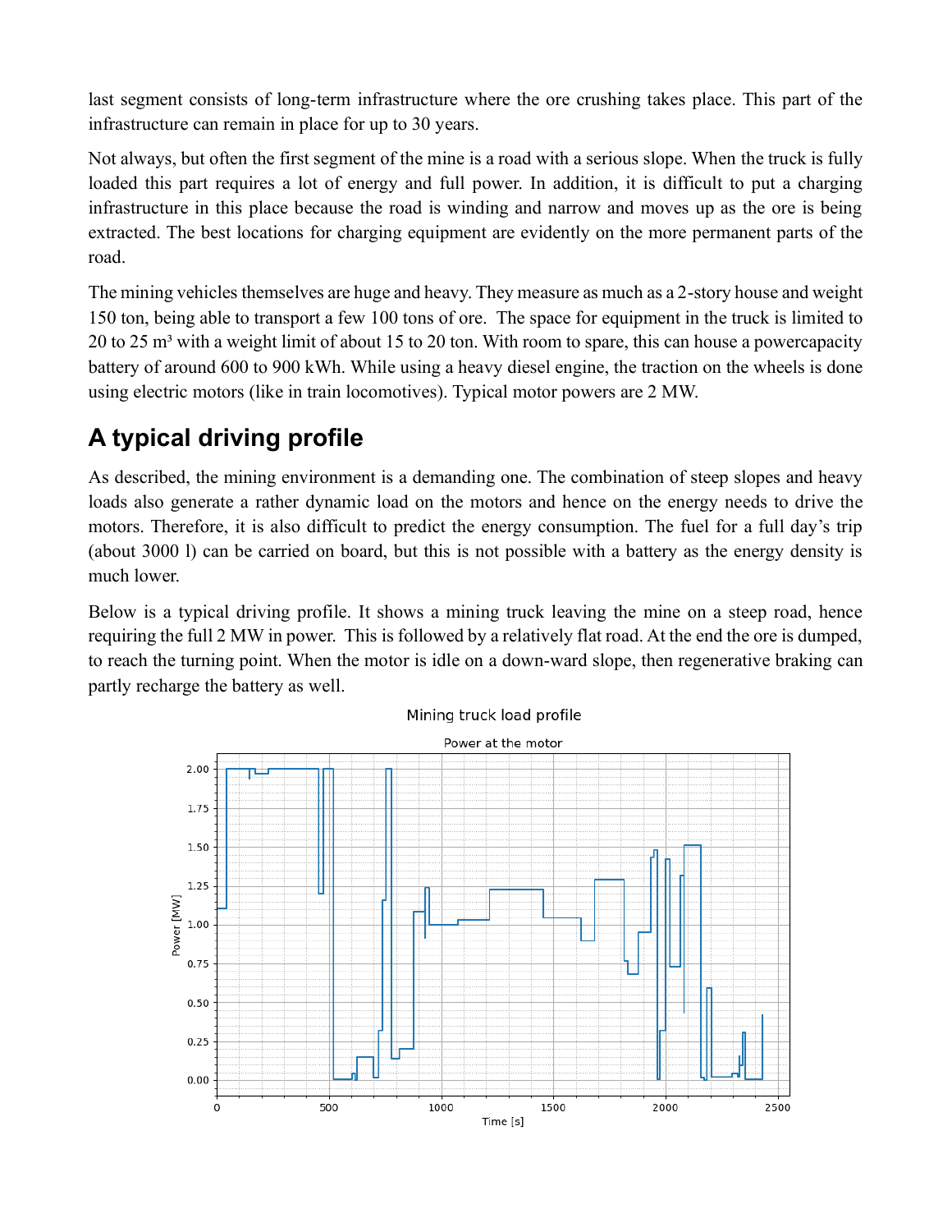last segment consists of long-term infrastructure where the ore crushing takes place. This part of the infrastructure can remain in place for up to 30 years.

Not always, but often the first segment of the mine is a road with a serious slope. When the truck is fully loaded this part requires a lot of energy and full power. In addition, it is difficult to put a charging infrastructure in this place because the road is winding and narrow and moves up as the ore is being extracted. The best locations for charging equipment are evidently on the more permanent parts of the road.

The mining vehicles themselves are huge and heavy. They measure as much as a 2-story house and weight 150 ton, being able to transport a few 100 tons of ore. The space for equipment in the truck is limited to 20 to 25 m³ with a weight limit of about 15 to 20 ton. With room to spare, this can house a powercapacity battery of around 600 to 900 kWh. While using a heavy diesel engine, the traction on the wheels is done using electric motors (like in train locomotives). Typical motor powers are 2 MW.

## A typical driving profile

As described, the mining environment is a demanding one. The combination of steep slopes and heavy loads also generate a rather dynamic load on the motors and hence on the energy needs to drive the motors. Therefore, it is also difficult to predict the energy consumption. The fuel for a full day's trip (about 3000 l) can be carried on board, but this is not possible with a battery as the energy density is much lower.

Below is a typical driving profile. It shows a mining truck leaving the mine on a steep road, hence requiring the full 2 MW in power. This is followed by a relatively flat road. At the end the ore is dumped, to reach the turning point. When the motor is idle on a down-ward slope, then regenerative braking can partly recharge the battery as well.

Mining truck load profile

Power at the motor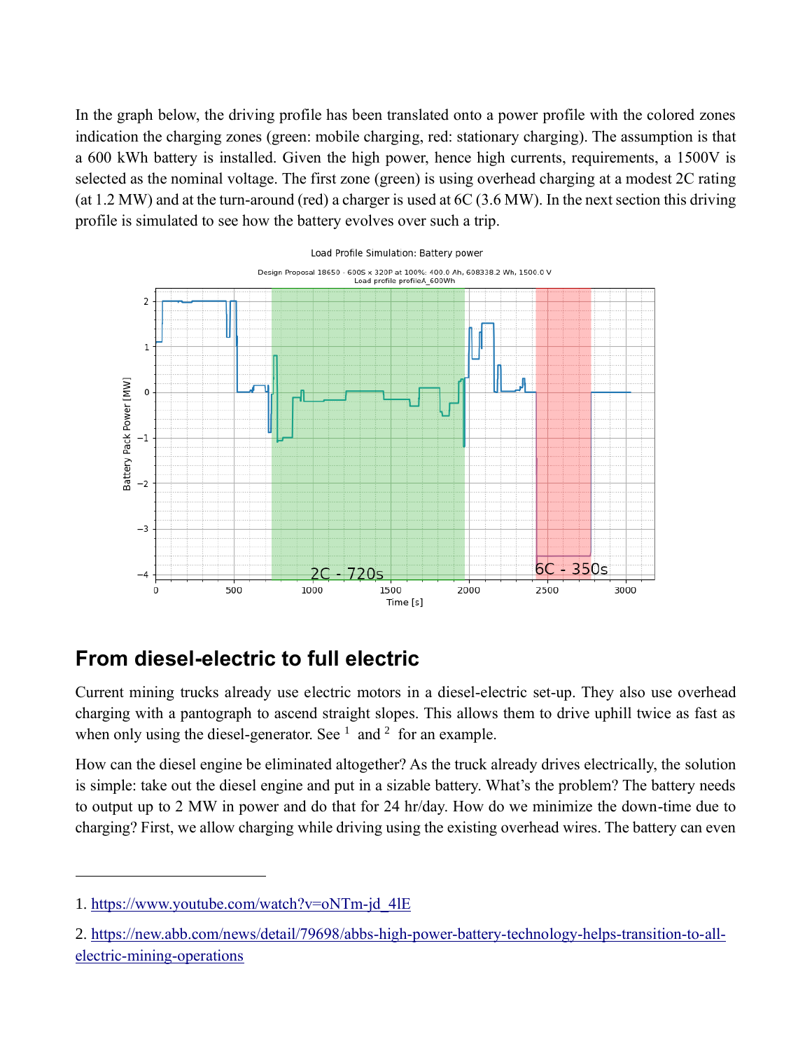In the graph below, the driving profile has been translated onto a power profile with the colored zones indication the charging zones (green: mobile charging, red: stationary charging). The assumption is that a 600 kWh battery is installed. Given the high power, hence high currents, requirements, a 1500V is selected as the nominal voltage. The first zone (green) is using overhead charging at a modest 2C rating (at 1.2 MW) and at the turn-around (red) a charger is used at 6C (3.6 MW). In the next section this driving profile is simulated to see how the battery evolves over such a trip.

## From diesel-electric to full electric

Current mining trucks already use electric motors in a diesel-electric set-up. They also use overhead charging with a pantograph to ascend straight slopes. This allows them to drive uphill twice as fast as when only using the diesel-generator. See [1] and [2] for an example.

How can the diesel engine be eliminated altogether? As the truck already drives electrically, the solution is simple: take out the diesel engine and put in a sizable battery. What's the problem? The battery needs to output up to 2 MW in power and do that for 24 hr/day. How do we minimize the down-time due to charging? First, we allow charging while driving using the existing overhead wires. The battery can even

---

1. https://www.youtube.com/watch?v=oNTm-jd_4lE

2. https://new.abb.com/news/detail/79698/abbs-high-power-battery-technology-helps-transition-to-all-electric-mining-operations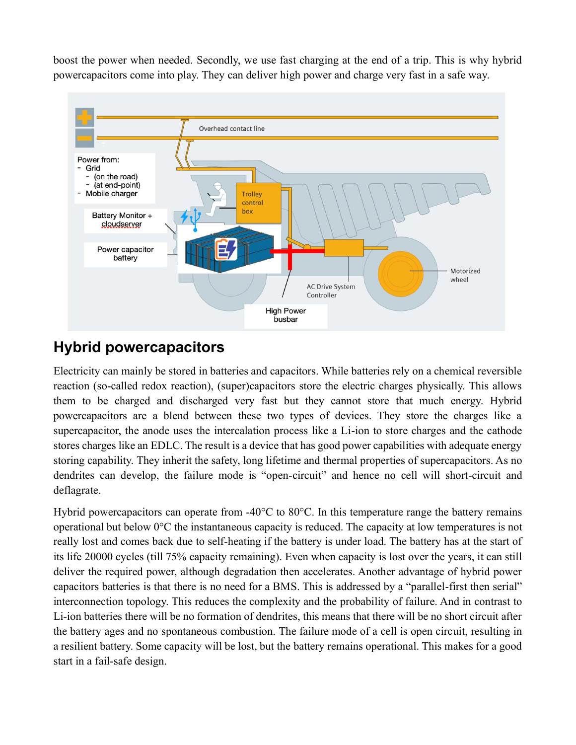boost the power when needed. Secondly, we use fast charging at the end of a trip. This is why hybrid powercapacitors come into play. They can deliver high power and charge very fast in a safe way.

## Hybrid powercapacitors

Electricity can mainly be stored in batteries and capacitors. While batteries rely on a chemical reversible reaction (so-called redox reaction), (super)capacitors store the electric charges physically. This allows them to be charged and discharged very fast but they cannot store that much energy. Hybrid powercapacitors are a blend between these two types of devices. They store the charges like a supercapacitor, the anode uses the intercalation process like a Li-ion to store charges and the cathode stores charges like an EDLC. The result is a device that has good power capabilities with adequate energy storing capability. They inherit the safety, long lifetime and thermal properties of supercapacitors. As no dendrites can develop, the failure mode is "open-circuit" and hence no cell will short-circuit and deflagrate.

Hybrid powercapacitors can operate from -40°C to 80°C. In this temperature range the battery remains operational but below 0°C the instantaneous capacity is reduced. The capacity at low temperatures is not really lost and comes back due to self-heating if the battery is under load. The battery has at the start of its life 20000 cycles (till 75% capacity remaining). Even when capacity is lost over the years, it can still deliver the required power, although degradation then accelerates. Another advantage of hybrid power capacitors batteries is that there is no need for a BMS. This is addressed by a "parallel-first then serial" interconnection topology. This reduces the complexity and the probability of failure. And in contrast to Li-ion batteries there will be no formation of dendrites, this means that there will be no short circuit after the battery ages and no spontaneous combustion. The failure mode of a cell is open circuit, resulting in a resilient battery. Some capacity will be lost, but the battery remains operational. This makes for a good start in a fail-safe design.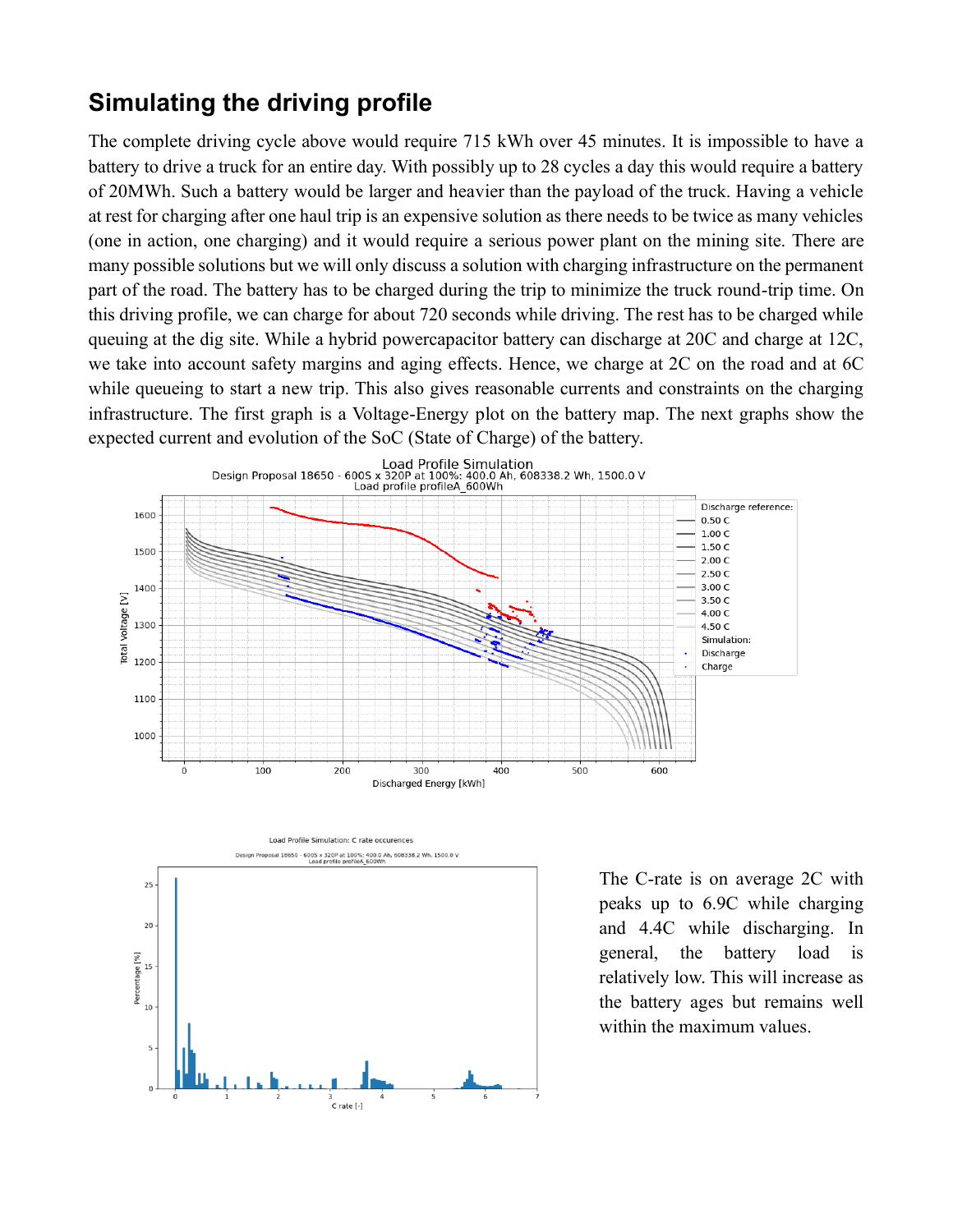## Simulating the driving profile

The complete driving cycle above would require 715 kWh over 45 minutes. It is impossible to have a battery to drive a truck for an entire day. With possibly up to 28 cycles a day this would require a battery of 20MWh. Such a battery would be larger and heavier than the payload of the truck. Having a vehicle at rest for charging after one haul trip is an expensive solution as there needs to be twice as many vehicles (one in action, one charging) and it would require a serious power plant on the mining site. There are many possible solutions but we will only discuss a solution with charging infrastructure on the permanent part of the road. The battery has to be charged during the trip to minimize the truck round-trip time. On this driving profile, we can charge for about 720 seconds while driving. The rest has to be charged while queuing at the dig site. While a hybrid powercapacitor battery can discharge at 20C and charge at 12C, we take into account safety margins and aging effects. Hence, we charge at 2C on the road and at 6C while queueing to start a new trip. This also gives reasonable currents and constraints on the charging infrastructure. The first graph is a Voltage-Energy plot on the battery map. The next graphs show the expected current and evolution of the SoC (State of Charge) of the battery.

The C-rate is on average 2C with peaks up to 6.9C while charging and 4.4C while discharging. In general, the battery load is relatively low. This will increase as the battery ages but remains well within the maximum values.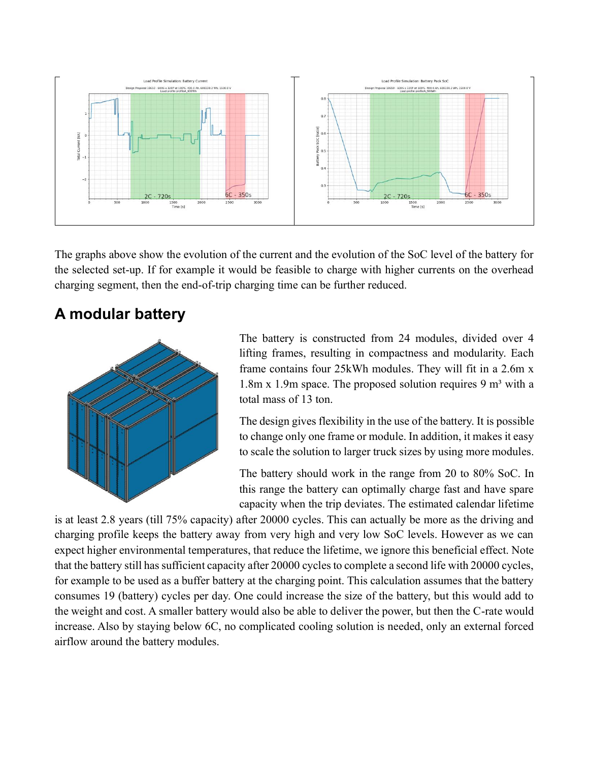The graphs above show the evolution of the current and the evolution of the SoC level of the battery for the selected set-up. If for example it would be feasible to charge with higher currents on the overhead charging segment, then the end-of-trip charging time can be further reduced.

## A modular battery

The battery is constructed from 24 modules, divided over 4 lifting frames, resulting in compactness and modularity. Each frame contains four 25kWh modules. They will fit in a 2.6m x 1.8m x 1.9m space. The proposed solution requires 9 m³ with a total mass of 13 ton.

The design gives flexibility in the use of the battery. It is possible to change only one frame or module. In addition, it makes it easy to scale the solution to larger truck sizes by using more modules.

The battery should work in the range from 20 to 80% SoC. In this range the battery can optimally charge fast and have spare capacity when the trip deviates. The estimated calendar lifetime is at least 2.8 years (till 75% capacity) after 20000 cycles. This can actually be more as the driving and charging profile keeps the battery away from very high and very low SoC levels. However as we can expect higher environmental temperatures, that reduce the lifetime, we ignore this beneficial effect. Note that the battery still has sufficient capacity after 20000 cycles to complete a second life with 20000 cycles, for example to be used as a buffer battery at the charging point. This calculation assumes that the battery consumes 19 (battery) cycles per day. One could increase the size of the battery, but this would add to the weight and cost. A smaller battery would also be able to deliver the power, but then the C-rate would increase. Also by staying below 6C, no complicated cooling solution is needed, only an external forced airflow around the battery modules.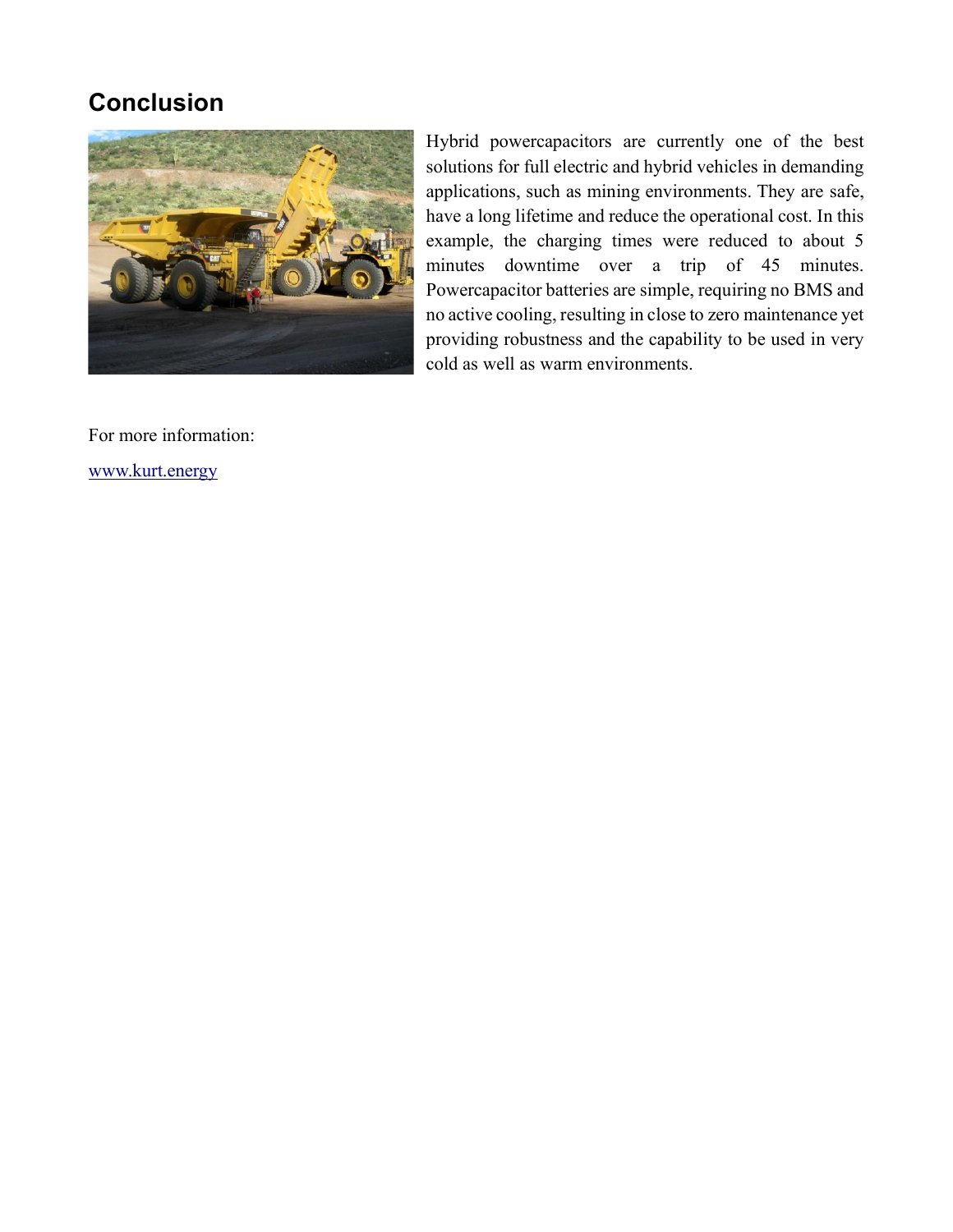## Conclusion

Hybrid powercapacitors are currently one of the best solutions for full electric and hybrid vehicles in demanding applications, such as mining environments. They are safe, have a long lifetime and reduce the operational cost. In this example, the charging times were reduced to about 5 minutes downtime over a trip of 45 minutes. Powercapacitor batteries are simple, requiring no BMS and no active cooling, resulting in close to zero maintenance yet providing robustness and the capability to be used in very cold as well as warm environments.

For more information:

[www.kurt.energy](www.kurt.energy)